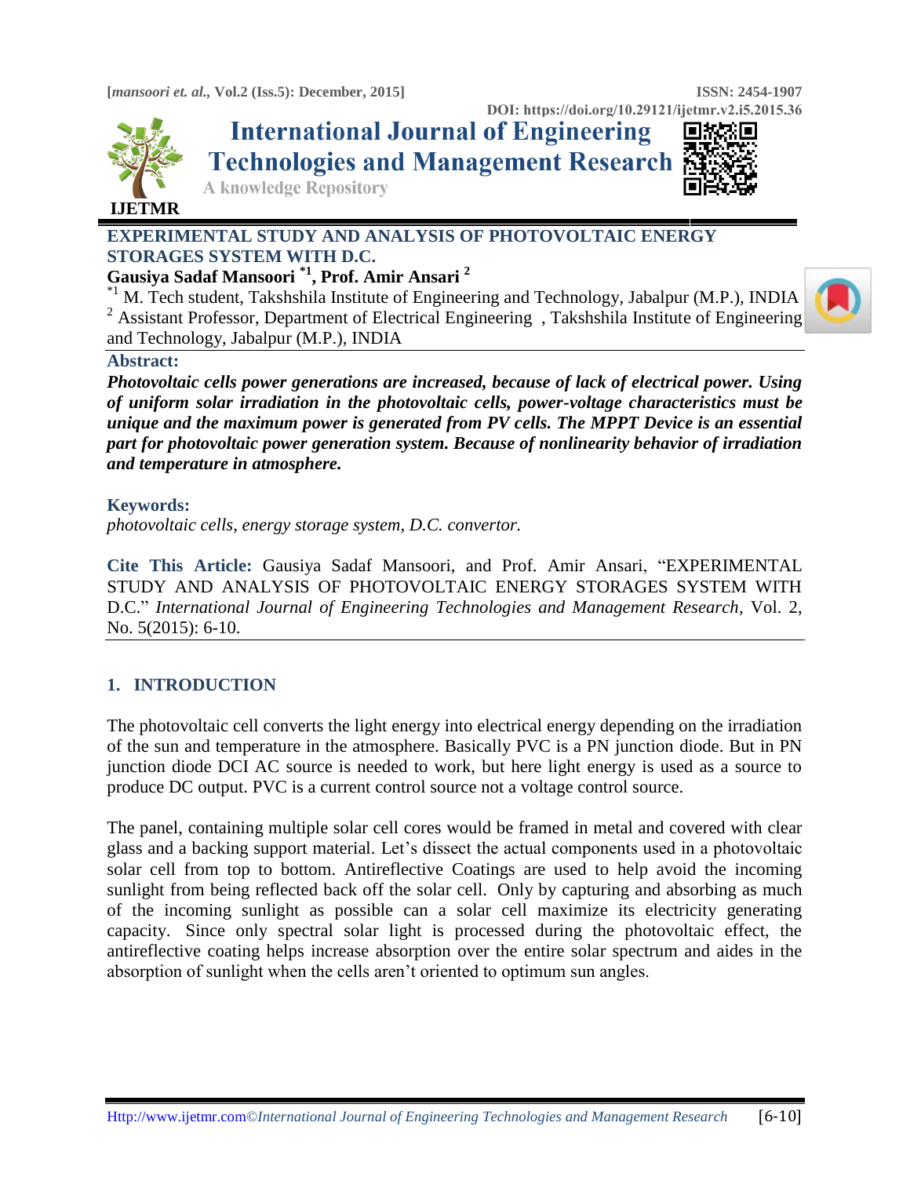DOI: https://doi.org/10.29121/ijetmr.v2.i5.2015.36

# International Journal of Engineering Technologies and Management Research

A knowledge Repository

IJETMR

## EXPERIMENTAL STUDY AND ANALYSIS OF PHOTOVOLTAIC ENERGY STORAGES SYSTEM WITH D.C.

**Gausiya Sadaf Mansoori [*1], Prof. Amir Ansari [2]**

[*1] M. Tech student, Takshshila Institute of Engineering and Technology, Jabalpur (M.P.), INDIA
[2] Assistant Professor, Department of Electrical Engineering , Takshshila Institute of Engineering and Technology, Jabalpur (M.P.), INDIA

**Abstract:**

***Photovoltaic cells power generations are increased, because of lack of electrical power. Using of uniform solar irradiation in the photovoltaic cells, power-voltage characteristics must be unique and the maximum power is generated from PV cells. The MPPT Device is an essential part for photovoltaic power generation system. Because of nonlinearity behavior of irradiation and temperature in atmosphere.***

**Keywords:**

*photovoltaic cells, energy storage system, D.C. convertor.*

**Cite This Article:** Gausiya Sadaf Mansoori, and Prof. Amir Ansari, "EXPERIMENTAL STUDY AND ANALYSIS OF PHOTOVOLTAIC ENERGY STORAGES SYSTEM WITH D.C." *International Journal of Engineering Technologies and Management Research,* Vol. 2, No. 5(2015): 6-10.

## 1. INTRODUCTION

The photovoltaic cell converts the light energy into electrical energy depending on the irradiation of the sun and temperature in the atmosphere. Basically PVC is a PN junction diode. But in PN junction diode DCI AC source is needed to work, but here light energy is used as a source to produce DC output. PVC is a current control source not a voltage control source.

The panel, containing multiple solar cell cores would be framed in metal and covered with clear glass and a backing support material. Let's dissect the actual components used in a photovoltaic solar cell from top to bottom. Antireflective Coatings are used to help avoid the incoming sunlight from being reflected back off the solar cell. Only by capturing and absorbing as much of the incoming sunlight as possible can a solar cell maximize its electricity generating capacity. Since only spectral solar light is processed during the photovoltaic effect, the antireflective coating helps increase absorption over the entire solar spectrum and aides in the absorption of sunlight when the cells aren't oriented to optimum sun angles.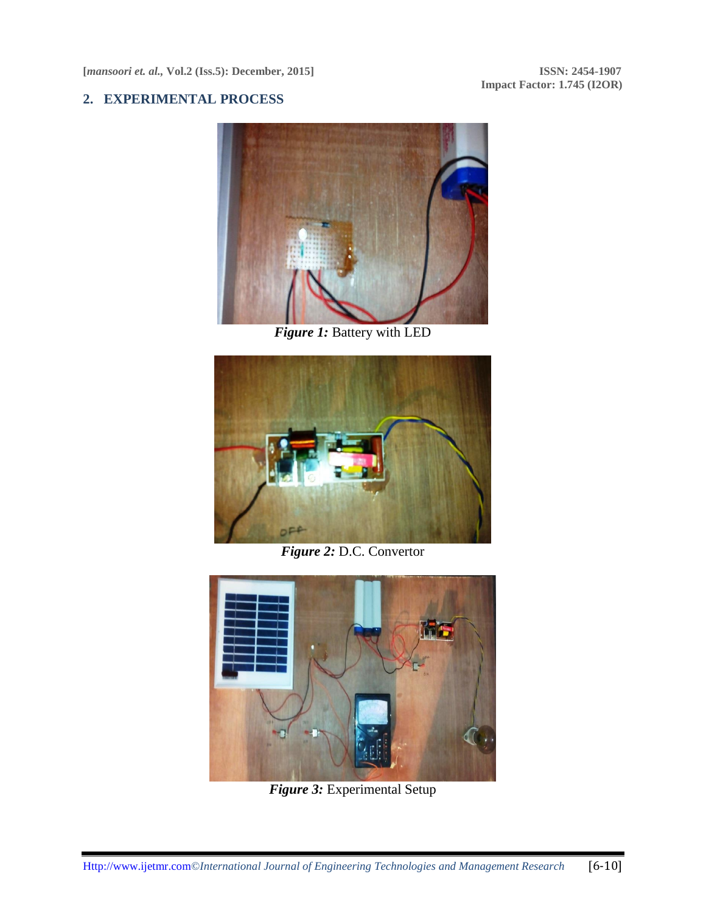## 2. EXPERIMENTAL PROCESS

***Figure 1:*** Battery with LED

***Figure 2:*** D.C. Convertor

***Figure 3:*** Experimental Setup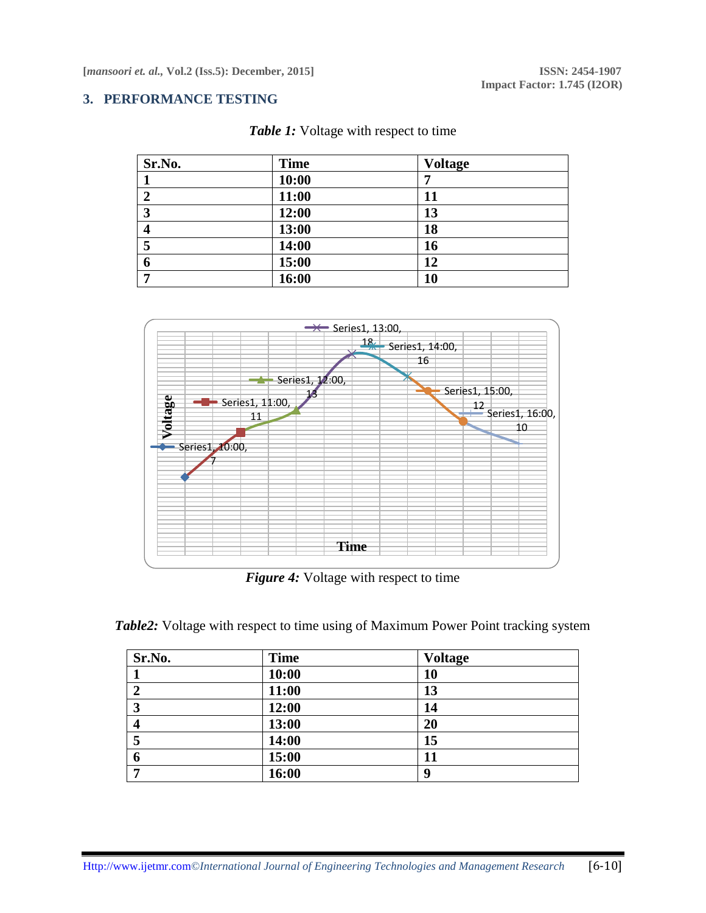## 3. PERFORMANCE TESTING

***Table 1:*** Voltage with respect to time

| Sr.No. | Time | Voltage |
|---|---|---|
| 1 | 10:00 | 7 |
| 2 | 11:00 | 11 |
| 3 | 12:00 | 13 |
| 4 | 13:00 | 18 |
| 5 | 14:00 | 16 |
| 6 | 15:00 | 12 |
| 7 | 16:00 | 10 |

***Figure 4:*** Voltage with respect to time

***Table2:*** Voltage with respect to time using of Maximum Power Point tracking system

| Sr.No. | Time | Voltage |
|---|---|---|
| 1 | 10:00 | 10 |
| 2 | 11:00 | 13 |
| 3 | 12:00 | 14 |
| 4 | 13:00 | 20 |
| 5 | 14:00 | 15 |
| 6 | 15:00 | 11 |
| 7 | 16:00 | 9 |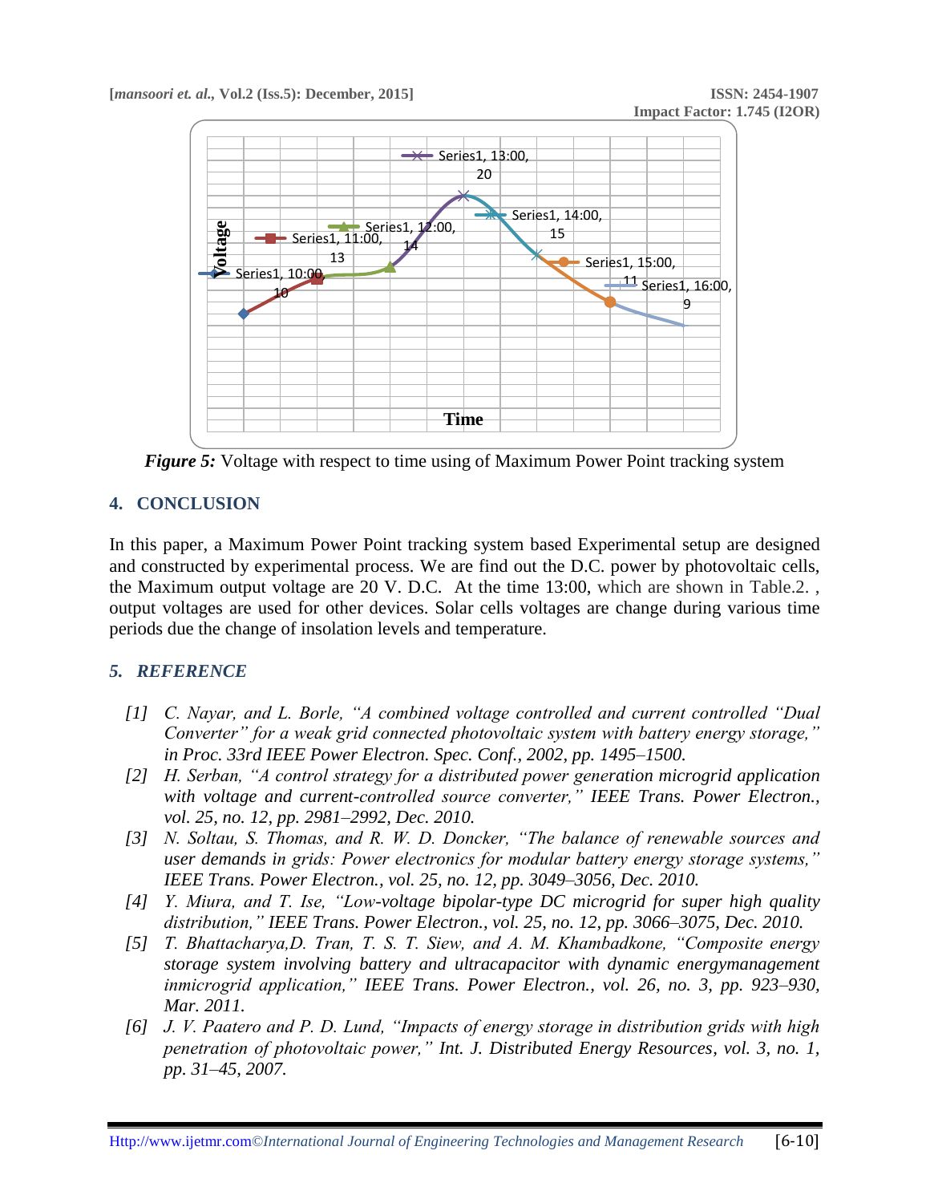*Figure 5:* Voltage with respect to time using of Maximum Power Point tracking system

## 4. CONCLUSION

In this paper, a Maximum Power Point tracking system based Experimental setup are designed and constructed by experimental process. We are find out the D.C. power by photovoltaic cells, the Maximum output voltage are 20 V. D.C. At the time 13:00, which are shown in Table.2. , output voltages are used for other devices. Solar cells voltages are change during various time periods due the change of insolation levels and temperature.

## *5. REFERENCE*

- *[1] C. Nayar, and L. Borle, "A combined voltage controlled and current controlled "Dual Converter" for a weak grid connected photovoltaic system with battery energy storage," in Proc. 33rd IEEE Power Electron. Spec. Conf., 2002, pp. 1495–1500.*
- *[2] H. Serban, "A control strategy for a distributed power generation microgrid application with voltage and current-controlled source converter," IEEE Trans. Power Electron., vol. 25, no. 12, pp. 2981–2992, Dec. 2010.*
- *[3] N. Soltau, S. Thomas, and R. W. D. Doncker, "The balance of renewable sources and user demands in grids: Power electronics for modular battery energy storage systems," IEEE Trans. Power Electron., vol. 25, no. 12, pp. 3049–3056, Dec. 2010.*
- *[4] Y. Miura, and T. Ise, "Low-voltage bipolar-type DC microgrid for super high quality distribution," IEEE Trans. Power Electron., vol. 25, no. 12, pp. 3066–3075, Dec. 2010.*
- *[5] T. Bhattacharya,D. Tran, T. S. T. Siew, and A. M. Khambadkone, "Composite energy storage system involving battery and ultracapacitor with dynamic energymanagement inmicrogrid application," IEEE Trans. Power Electron., vol. 26, no. 3, pp. 923–930, Mar. 2011.*
- *[6] J. V. Paatero and P. D. Lund, "Impacts of energy storage in distribution grids with high penetration of photovoltaic power," Int. J. Distributed Energy Resources, vol. 3, no. 1, pp. 31–45, 2007.*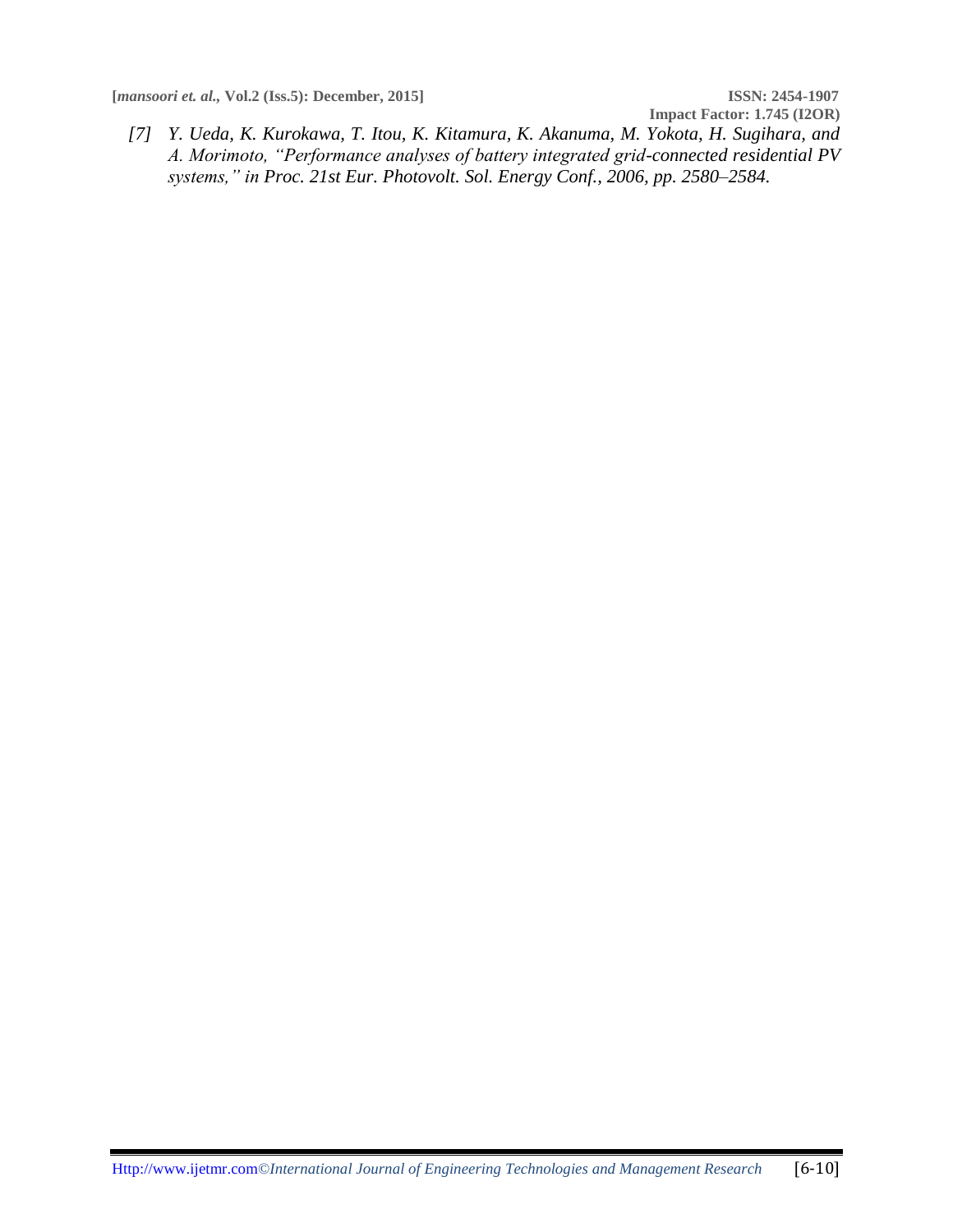[7] *Y. Ueda, K. Kurokawa, T. Itou, K. Kitamura, K. Akanuma, M. Yokota, H. Sugihara, and A. Morimoto, "Performance analyses of battery integrated grid-connected residential PV systems," in Proc. 21st Eur. Photovolt. Sol. Energy Conf., 2006, pp. 2580–2584.*